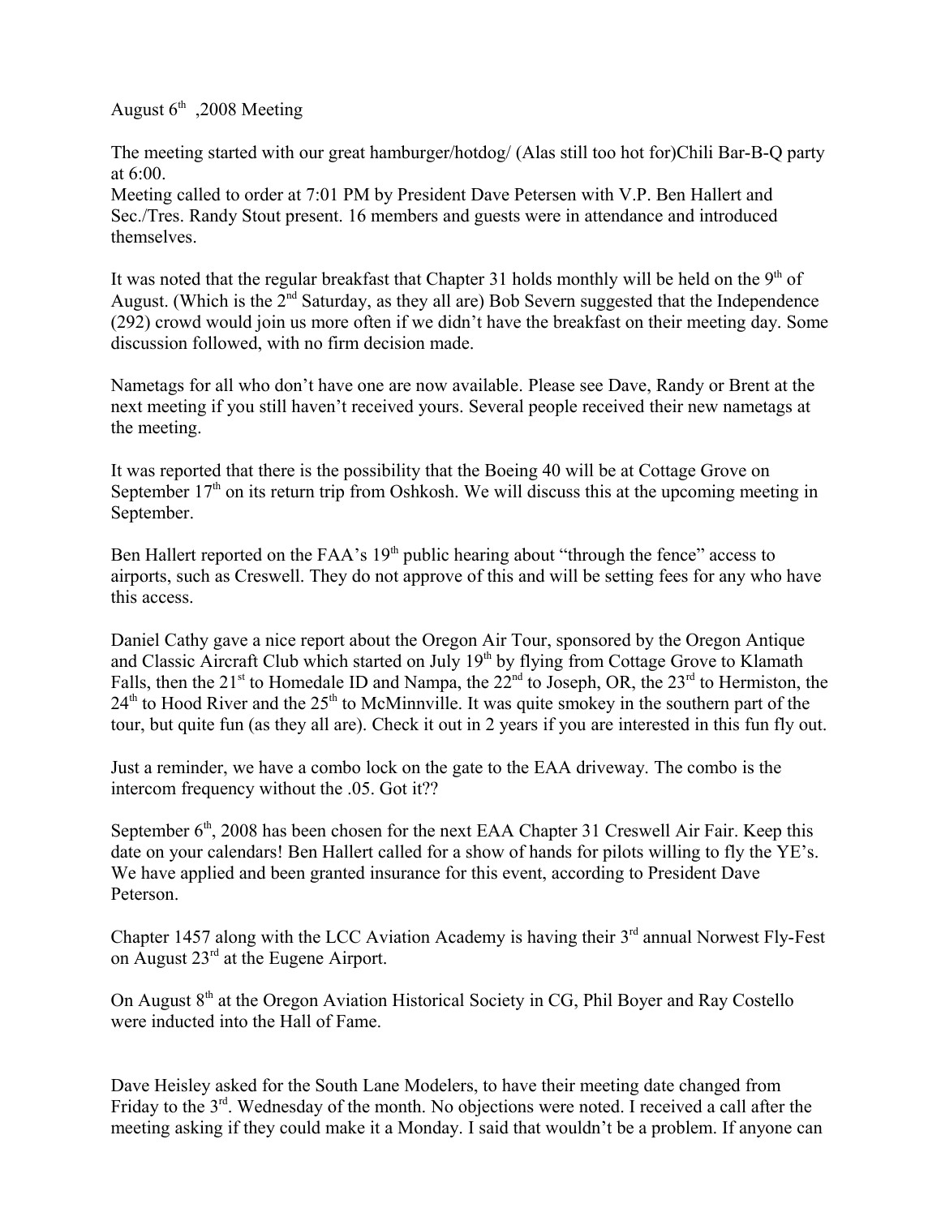August 6th ,2008 Meeting

The meeting started with our great hamburger/hotdog/ (Alas still too hot for)Chili Bar-B-Q party at 6:00.
Meeting called to order at 7:01 PM by President Dave Petersen with V.P. Ben Hallert and Sec./Tres. Randy Stout present. 16 members and guests were in attendance and introduced themselves.

It was noted that the regular breakfast that Chapter 31 holds monthly will be held on the 9th of August. (Which is the 2nd Saturday, as they all are) Bob Severn suggested that the Independence (292) crowd would join us more often if we didn't have the breakfast on their meeting day. Some discussion followed, with no firm decision made.

Nametags for all who don't have one are now available. Please see Dave, Randy or Brent at the next meeting if you still haven't received yours. Several people received their new nametags at the meeting.

It was reported that there is the possibility that the Boeing 40 will be at Cottage Grove on September 17th on its return trip from Oshkosh. We will discuss this at the upcoming meeting in September.

Ben Hallert reported on the FAA's 19th public hearing about "through the fence" access to airports, such as Creswell. They do not approve of this and will be setting fees for any who have this access.

Daniel Cathy gave a nice report about the Oregon Air Tour, sponsored by the Oregon Antique and Classic Aircraft Club which started on July 19th by flying from Cottage Grove to Klamath Falls, then the 21st to Homedale ID and Nampa, the 22nd to Joseph, OR, the 23rd to Hermiston, the 24th to Hood River and the 25th to McMinnville. It was quite smokey in the southern part of the tour, but quite fun (as they all are). Check it out in 2 years if you are interested in this fun fly out.

Just a reminder, we have a combo lock on the gate to the EAA driveway. The combo is the intercom frequency without the .05. Got it??

September 6th, 2008 has been chosen for the next EAA Chapter 31 Creswell Air Fair. Keep this date on your calendars! Ben Hallert called for a show of hands for pilots willing to fly the YE's. We have applied and been granted insurance for this event, according to President Dave Peterson.

Chapter 1457 along with the LCC Aviation Academy is having their 3rd annual Norwest Fly-Fest on August 23rd at the Eugene Airport.

On August 8th at the Oregon Aviation Historical Society in CG, Phil Boyer and Ray Costello were inducted into the Hall of Fame.

Dave Heisley asked for the South Lane Modelers, to have their meeting date changed from Friday to the 3rd. Wednesday of the month. No objections were noted. I received a call after the meeting asking if they could make it a Monday. I said that wouldn't be a problem. If anyone can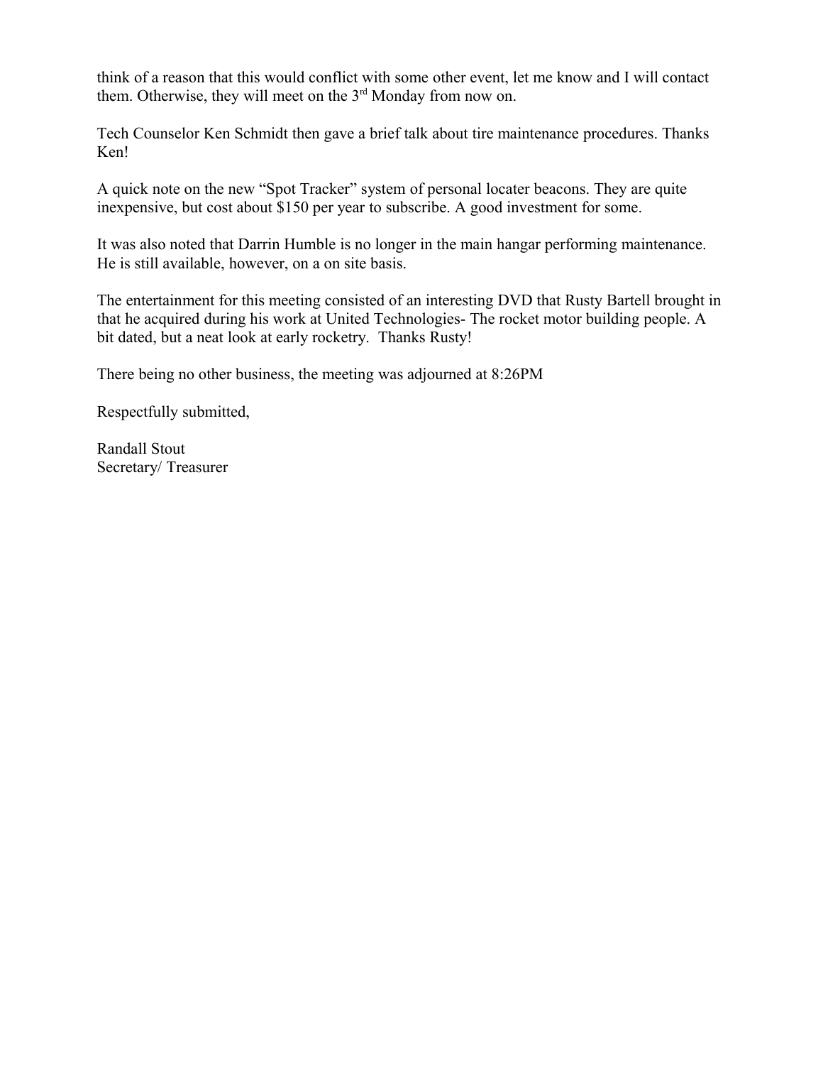think of a reason that this would conflict with some other event, let me know and I will contact them. Otherwise, they will meet on the 3rd Monday from now on.

Tech Counselor Ken Schmidt then gave a brief talk about tire maintenance procedures. Thanks Ken!

A quick note on the new "Spot Tracker" system of personal locater beacons. They are quite inexpensive, but cost about $150 per year to subscribe. A good investment for some.

It was also noted that Darrin Humble is no longer in the main hangar performing maintenance. He is still available, however, on a on site basis.

The entertainment for this meeting consisted of an interesting DVD that Rusty Bartell brought in that he acquired during his work at United Technologies- The rocket motor building people. A bit dated, but a neat look at early rocketry. Thanks Rusty!

There being no other business, the meeting was adjourned at 8:26PM

Respectfully submitted,

Randall Stout
Secretary/ Treasurer